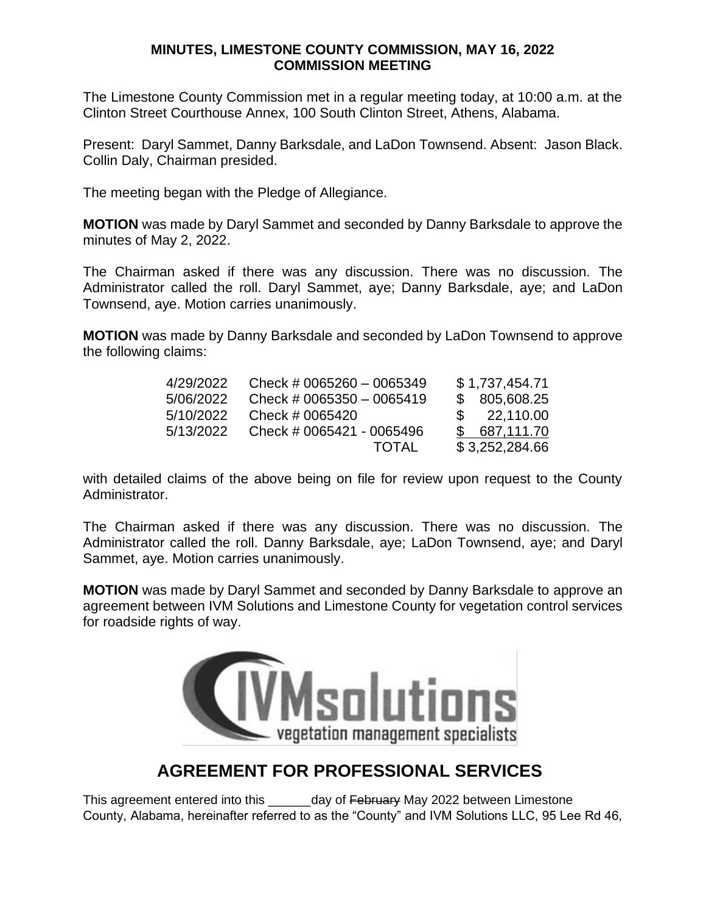**MINUTES, LIMESTONE COUNTY COMMISSION, MAY 16, 2022**
**COMMISSION MEETING**

The Limestone County Commission met in a regular meeting today, at 10:00 a.m. at the Clinton Street Courthouse Annex, 100 South Clinton Street, Athens, Alabama.

Present: Daryl Sammet, Danny Barksdale, and LaDon Townsend. Absent: Jason Black. Collin Daly, Chairman presided.

The meeting began with the Pledge of Allegiance.

**MOTION** was made by Daryl Sammet and seconded by Danny Barksdale to approve the minutes of May 2, 2022.

The Chairman asked if there was any discussion. There was no discussion. The Administrator called the roll. Daryl Sammet, aye; Danny Barksdale, aye; and LaDon Townsend, aye. Motion carries unanimously.

**MOTION** was made by Danny Barksdale and seconded by LaDon Townsend to approve the following claims:

| | | |
|---|---|---|
| 4/29/2022 | Check # 0065260 – 0065349 | $ 1,737,454.71 |
| 5/06/2022 | Check # 0065350 – 0065419 | $ 805,608.25 |
| 5/10/2022 | Check # 0065420 | $ 22,110.00 |
| 5/13/2022 | Check # 0065421 - 0065496 | $ 687,111.70 |
| | TOTAL | $ 3,252,284.66 |

with detailed claims of the above being on file for review upon request to the County Administrator.

The Chairman asked if there was any discussion. There was no discussion. The Administrator called the roll. Danny Barksdale, aye; LaDon Townsend, aye; and Daryl Sammet, aye. Motion carries unanimously.

**MOTION** was made by Daryl Sammet and seconded by Danny Barksdale to approve an agreement between IVM Solutions and Limestone County for vegetation control services for roadside rights of way.

IVMsolutions
vegetation management specialists

## AGREEMENT FOR PROFESSIONAL SERVICES

This agreement entered into this ______day of ~~February~~ May 2022 between Limestone County, Alabama, hereinafter referred to as the "County" and IVM Solutions LLC, 95 Lee Rd 46,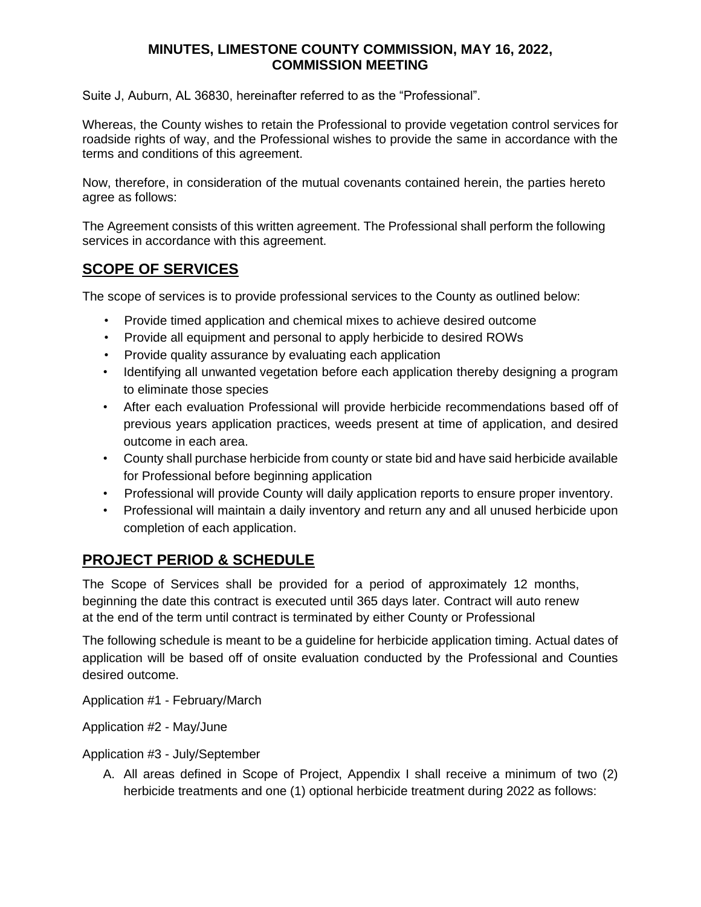Suite J, Auburn, AL 36830, hereinafter referred to as the "Professional".

Whereas, the County wishes to retain the Professional to provide vegetation control services for roadside rights of way, and the Professional wishes to provide the same in accordance with the terms and conditions of this agreement.

Now, therefore, in consideration of the mutual covenants contained herein, the parties hereto agree as follows:

The Agreement consists of this written agreement. The Professional shall perform the following services in accordance with this agreement.

## SCOPE OF SERVICES

The scope of services is to provide professional services to the County as outlined below:

- Provide timed application and chemical mixes to achieve desired outcome
- Provide all equipment and personal to apply herbicide to desired ROWs
- Provide quality assurance by evaluating each application
- Identifying all unwanted vegetation before each application thereby designing a program to eliminate those species
- After each evaluation Professional will provide herbicide recommendations based off of previous years application practices, weeds present at time of application, and desired outcome in each area.
- County shall purchase herbicide from county or state bid and have said herbicide available for Professional before beginning application
- Professional will provide County will daily application reports to ensure proper inventory.
- Professional will maintain a daily inventory and return any and all unused herbicide upon completion of each application.

## PROJECT PERIOD & SCHEDULE

The Scope of Services shall be provided for a period of approximately 12 months, beginning the date this contract is executed until 365 days later. Contract will auto renew at the end of the term until contract is terminated by either County or Professional

The following schedule is meant to be a guideline for herbicide application timing. Actual dates of application will be based off of onsite evaluation conducted by the Professional and Counties desired outcome.

Application #1 - February/March

Application #2 - May/June

Application #3 - July/September

A. All areas defined in Scope of Project, Appendix I shall receive a minimum of two (2) herbicide treatments and one (1) optional herbicide treatment during 2022 as follows: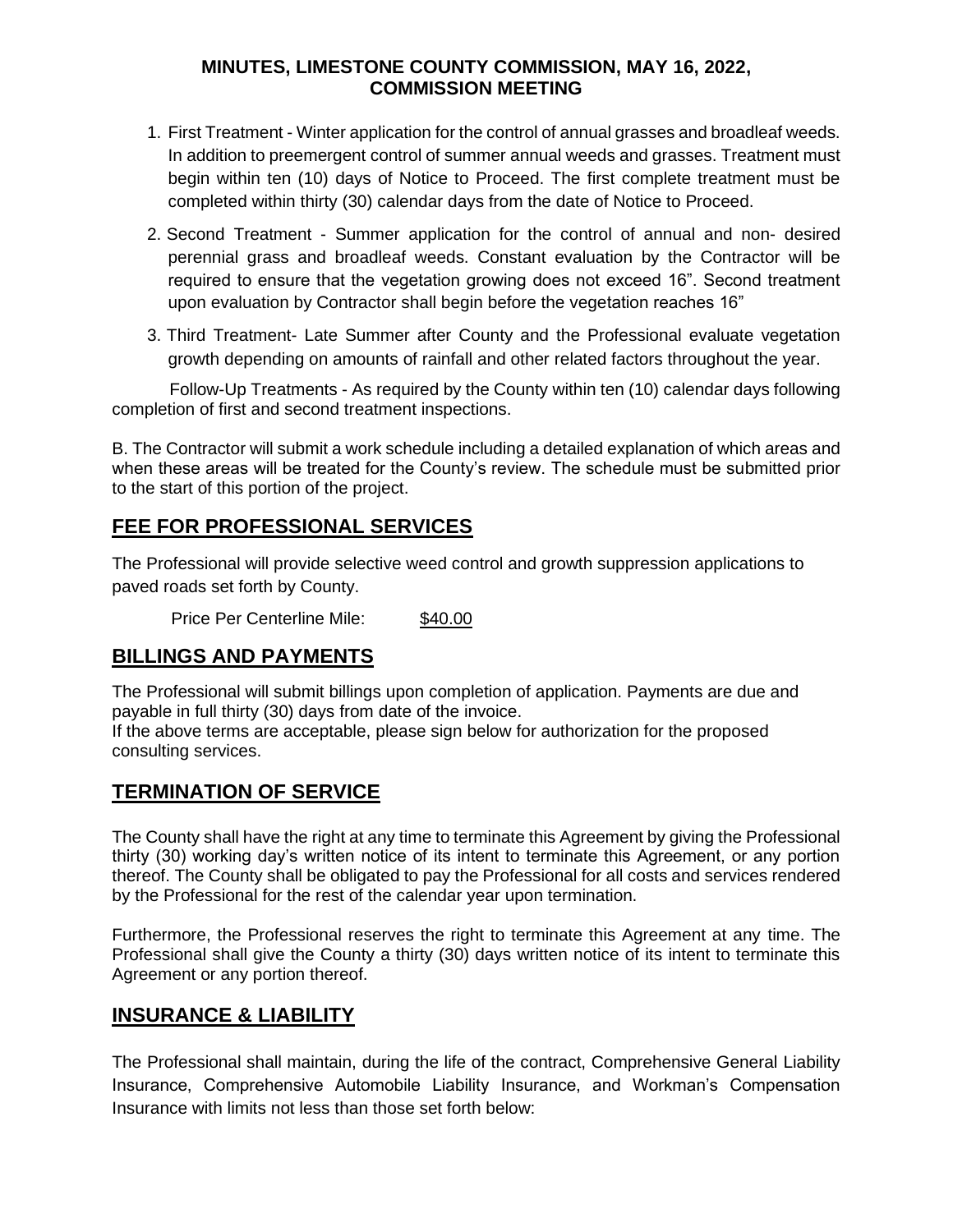1. First Treatment - Winter application for the control of annual grasses and broadleaf weeds. In addition to preemergent control of summer annual weeds and grasses. Treatment must begin within ten (10) days of Notice to Proceed. The first complete treatment must be completed within thirty (30) calendar days from the date of Notice to Proceed.

2. Second Treatment - Summer application for the control of annual and non- desired perennial grass and broadleaf weeds. Constant evaluation by the Contractor will be required to ensure that the vegetation growing does not exceed 16". Second treatment upon evaluation by Contractor shall begin before the vegetation reaches 16"

3. Third Treatment- Late Summer after County and the Professional evaluate vegetation growth depending on amounts of rainfall and other related factors throughout the year.

Follow-Up Treatments - As required by the County within ten (10) calendar days following completion of first and second treatment inspections.

B. The Contractor will submit a work schedule including a detailed explanation of which areas and when these areas will be treated for the County's review. The schedule must be submitted prior to the start of this portion of the project.

## FEE FOR PROFESSIONAL SERVICES

The Professional will provide selective weed control and growth suppression applications to paved roads set forth by County.

Price Per Centerline Mile: $40.00

## BILLINGS AND PAYMENTS

The Professional will submit billings upon completion of application. Payments are due and payable in full thirty (30) days from date of the invoice.
If the above terms are acceptable, please sign below for authorization for the proposed consulting services.

## TERMINATION OF SERVICE

The County shall have the right at any time to terminate this Agreement by giving the Professional thirty (30) working day's written notice of its intent to terminate this Agreement, or any portion thereof. The County shall be obligated to pay the Professional for all costs and services rendered by the Professional for the rest of the calendar year upon termination.

Furthermore, the Professional reserves the right to terminate this Agreement at any time. The Professional shall give the County a thirty (30) days written notice of its intent to terminate this Agreement or any portion thereof.

## INSURANCE & LIABILITY

The Professional shall maintain, during the life of the contract, Comprehensive General Liability Insurance, Comprehensive Automobile Liability Insurance, and Workman's Compensation Insurance with limits not less than those set forth below: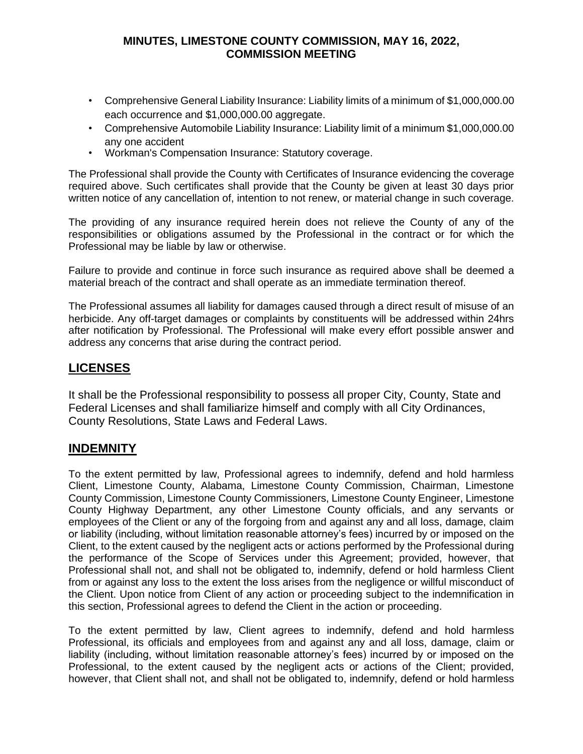- Comprehensive General Liability Insurance: Liability limits of a minimum of $1,000,000.00 each occurrence and $1,000,000.00 aggregate.
- Comprehensive Automobile Liability Insurance: Liability limit of a minimum $1,000,000.00 any one accident
- Workman's Compensation Insurance: Statutory coverage.

The Professional shall provide the County with Certificates of Insurance evidencing the coverage required above. Such certificates shall provide that the County be given at least 30 days prior written notice of any cancellation of, intention to not renew, or material change in such coverage.

The providing of any insurance required herein does not relieve the County of any of the responsibilities or obligations assumed by the Professional in the contract or for which the Professional may be liable by law or otherwise.

Failure to provide and continue in force such insurance as required above shall be deemed a material breach of the contract and shall operate as an immediate termination thereof.

The Professional assumes all liability for damages caused through a direct result of misuse of an herbicide. Any off-target damages or complaints by constituents will be addressed within 24hrs after notification by Professional. The Professional will make every effort possible answer and address any concerns that arise during the contract period.

## LICENSES

It shall be the Professional responsibility to possess all proper City, County, State and Federal Licenses and shall familiarize himself and comply with all City Ordinances, County Resolutions, State Laws and Federal Laws.

## INDEMNITY

To the extent permitted by law, Professional agrees to indemnify, defend and hold harmless Client, Limestone County, Alabama, Limestone County Commission, Chairman, Limestone County Commission, Limestone County Commissioners, Limestone County Engineer, Limestone County Highway Department, any other Limestone County officials, and any servants or employees of the Client or any of the forgoing from and against any and all loss, damage, claim or liability (including, without limitation reasonable attorney's fees) incurred by or imposed on the Client, to the extent caused by the negligent acts or actions performed by the Professional during the performance of the Scope of Services under this Agreement; provided, however, that Professional shall not, and shall not be obligated to, indemnify, defend or hold harmless Client from or against any loss to the extent the loss arises from the negligence or willful misconduct of the Client. Upon notice from Client of any action or proceeding subject to the indemnification in this section, Professional agrees to defend the Client in the action or proceeding.

To the extent permitted by law, Client agrees to indemnify, defend and hold harmless Professional, its officials and employees from and against any and all loss, damage, claim or liability (including, without limitation reasonable attorney's fees) incurred by or imposed on the Professional, to the extent caused by the negligent acts or actions of the Client; provided, however, that Client shall not, and shall not be obligated to, indemnify, defend or hold harmless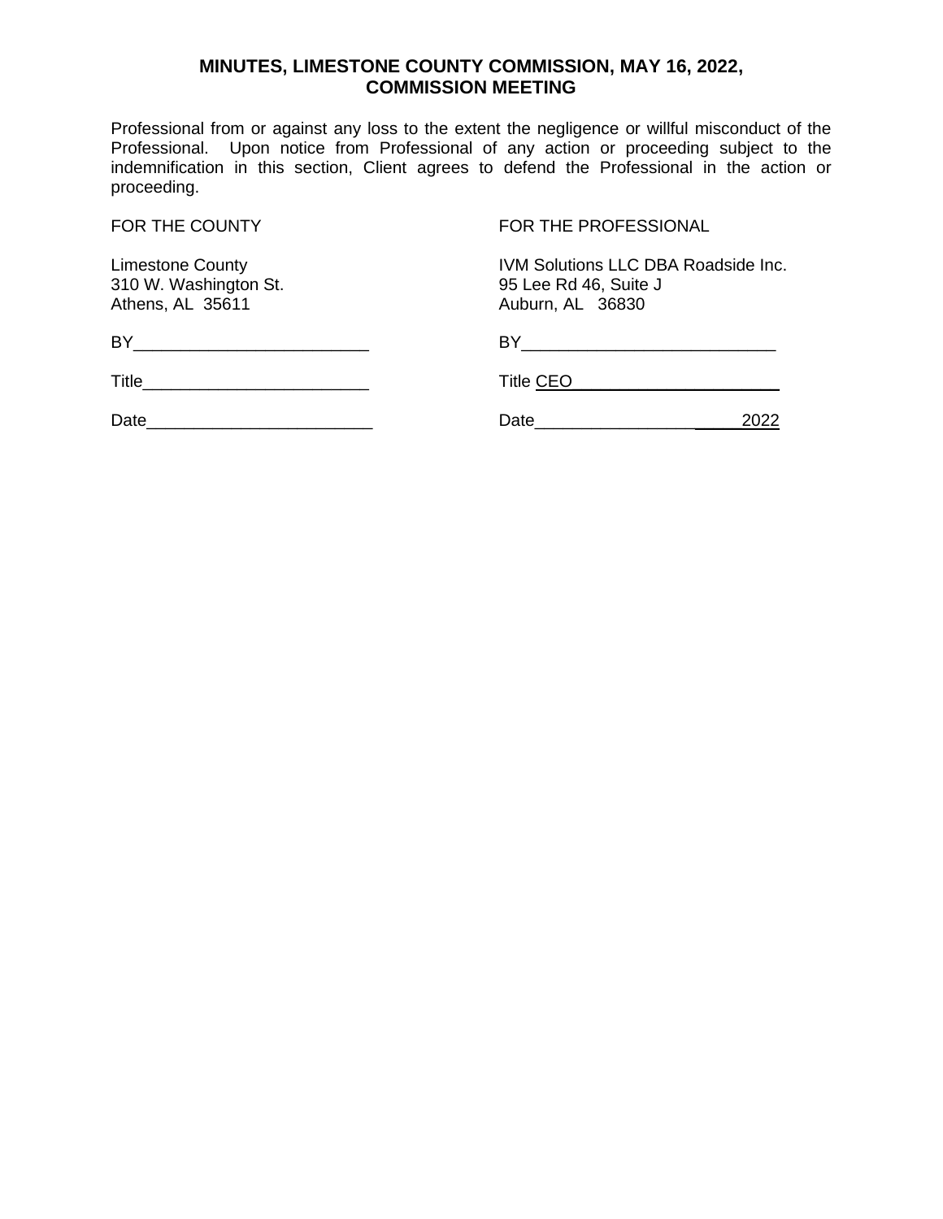Professional from or against any loss to the extent the negligence or willful misconduct of the Professional. Upon notice from Professional of any action or proceeding subject to the indemnification in this section, Client agrees to defend the Professional in the action or proceeding.

| FOR THE COUNTY | FOR THE PROFESSIONAL |
|---|---|
| Limestone County<br>310 W. Washington St.<br>Athens, AL 35611 | IVM Solutions LLC DBA Roadside Inc.<br>95 Lee Rd 46, Suite J<br>Auburn, AL 36830 |
| BY_________________________ | BY___________________________ |
| Title________________________ | Title CEO______________________ |
| Date________________________ | Date______________________2022 |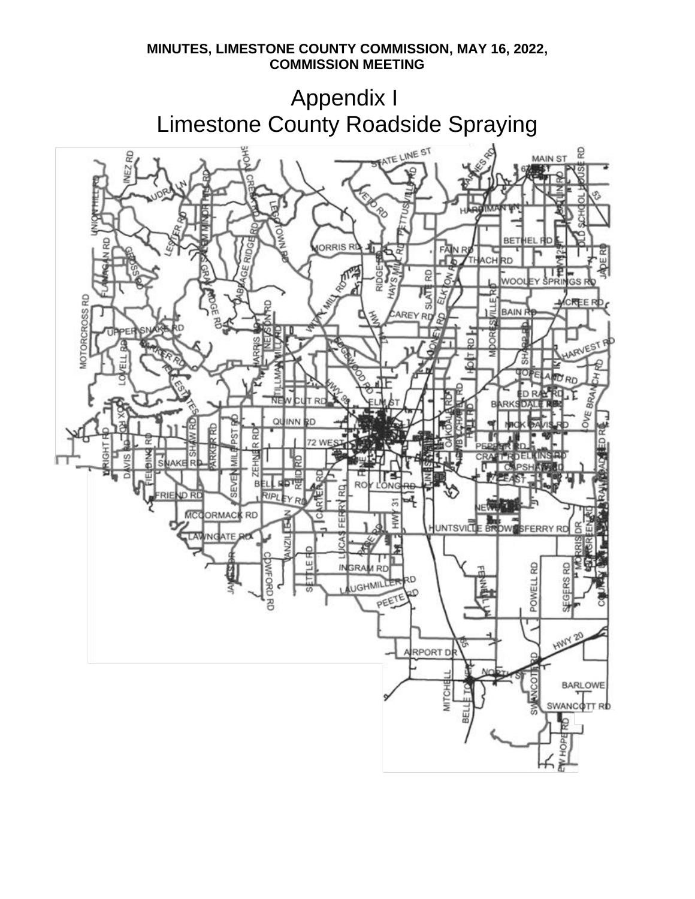# Appendix I
## Limestone County Roadside Spraying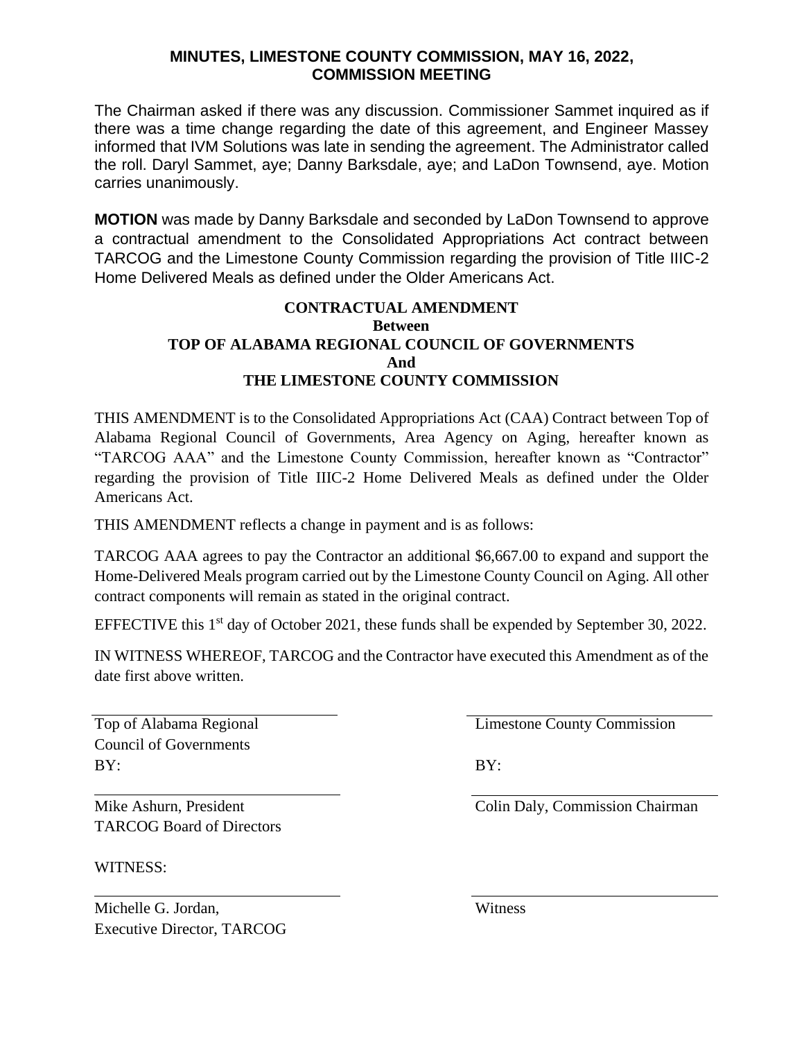The Chairman asked if there was any discussion. Commissioner Sammet inquired as if there was a time change regarding the date of this agreement, and Engineer Massey informed that IVM Solutions was late in sending the agreement. The Administrator called the roll. Daryl Sammet, aye; Danny Barksdale, aye; and LaDon Townsend, aye. Motion carries unanimously.

**MOTION** was made by Danny Barksdale and seconded by LaDon Townsend to approve a contractual amendment to the Consolidated Appropriations Act contract between TARCOG and the Limestone County Commission regarding the provision of Title IIIC-2 Home Delivered Meals as defined under the Older Americans Act.

**CONTRACTUAL AMENDMENT**
**Between**
**TOP OF ALABAMA REGIONAL COUNCIL OF GOVERNMENTS**
**And**
**THE LIMESTONE COUNTY COMMISSION**

THIS AMENDMENT is to the Consolidated Appropriations Act (CAA) Contract between Top of Alabama Regional Council of Governments, Area Agency on Aging, hereafter known as "TARCOG AAA" and the Limestone County Commission, hereafter known as "Contractor" regarding the provision of Title IIIC-2 Home Delivered Meals as defined under the Older Americans Act.

THIS AMENDMENT reflects a change in payment and is as follows:

TARCOG AAA agrees to pay the Contractor an additional $6,667.00 to expand and support the Home-Delivered Meals program carried out by the Limestone County Council on Aging. All other contract components will remain as stated in the original contract.

EFFECTIVE this 1st day of October 2021, these funds shall be expended by September 30, 2022.

IN WITNESS WHEREOF, TARCOG and the Contractor have executed this Amendment as of the date first above written.

Top of Alabama Regional Council of Governments
BY:

Mike Ashurn, President
TARCOG Board of Directors

WITNESS:

Michelle G. Jordan,
Executive Director, TARCOG

Limestone County Commission
BY:

Colin Daly, Commission Chairman

Witness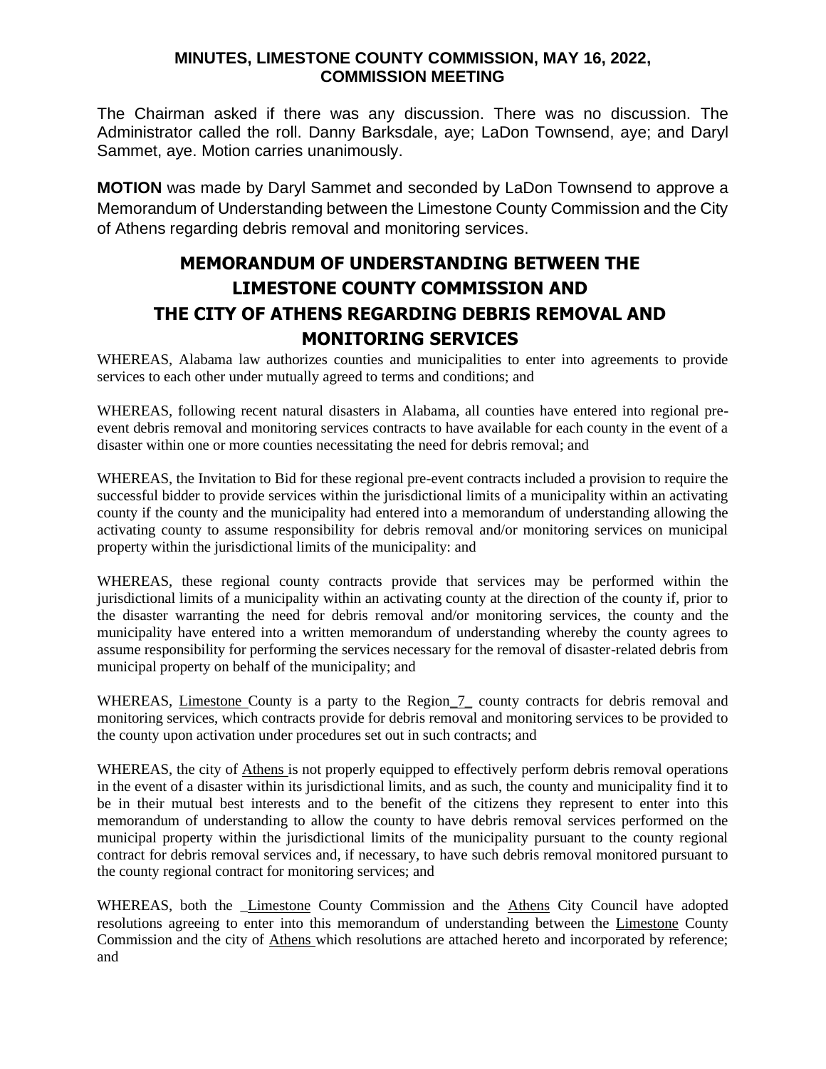The Chairman asked if there was any discussion. There was no discussion. The Administrator called the roll. Danny Barksdale, aye; LaDon Townsend, aye; and Daryl Sammet, aye. Motion carries unanimously.

**MOTION** was made by Daryl Sammet and seconded by LaDon Townsend to approve a Memorandum of Understanding between the Limestone County Commission and the City of Athens regarding debris removal and monitoring services.

# MEMORANDUM OF UNDERSTANDING BETWEEN THE LIMESTONE COUNTY COMMISSION AND THE CITY OF ATHENS REGARDING DEBRIS REMOVAL AND MONITORING SERVICES

WHEREAS, Alabama law authorizes counties and municipalities to enter into agreements to provide services to each other under mutually agreed to terms and conditions; and

WHEREAS, following recent natural disasters in Alabama, all counties have entered into regional pre-event debris removal and monitoring services contracts to have available for each county in the event of a disaster within one or more counties necessitating the need for debris removal; and

WHEREAS, the Invitation to Bid for these regional pre-event contracts included a provision to require the successful bidder to provide services within the jurisdictional limits of a municipality within an activating county if the county and the municipality had entered into a memorandum of understanding allowing the activating county to assume responsibility for debris removal and/or monitoring services on municipal property within the jurisdictional limits of the municipality: and

WHEREAS, these regional county contracts provide that services may be performed within the jurisdictional limits of a municipality within an activating county at the direction of the county if, prior to the disaster warranting the need for debris removal and/or monitoring services, the county and the municipality have entered into a written memorandum of understanding whereby the county agrees to assume responsibility for performing the services necessary for the removal of disaster-related debris from municipal property on behalf of the municipality; and

WHEREAS, Limestone County is a party to the Region 7 county contracts for debris removal and monitoring services, which contracts provide for debris removal and monitoring services to be provided to the county upon activation under procedures set out in such contracts; and

WHEREAS, the city of Athens is not properly equipped to effectively perform debris removal operations in the event of a disaster within its jurisdictional limits, and as such, the county and municipality find it to be in their mutual best interests and to the benefit of the citizens they represent to enter into this memorandum of understanding to allow the county to have debris removal services performed on the municipal property within the jurisdictional limits of the municipality pursuant to the county regional contract for debris removal services and, if necessary, to have such debris removal monitored pursuant to the county regional contract for monitoring services; and

WHEREAS, both the Limestone County Commission and the Athens City Council have adopted resolutions agreeing to enter into this memorandum of understanding between the Limestone County Commission and the city of Athens which resolutions are attached hereto and incorporated by reference; and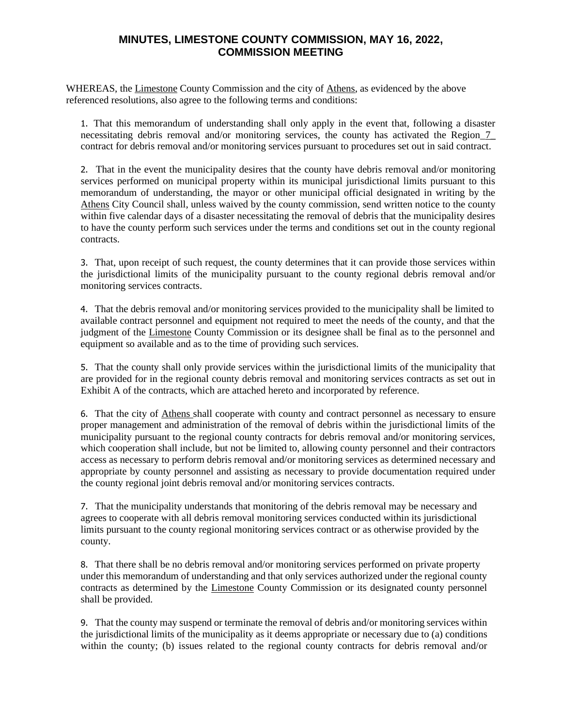WHEREAS, the Limestone County Commission and the city of Athens, as evidenced by the above referenced resolutions, also agree to the following terms and conditions:

1. That this memorandum of understanding shall only apply in the event that, following a disaster necessitating debris removal and/or monitoring services, the county has activated the Region_7_ contract for debris removal and/or monitoring services pursuant to procedures set out in said contract.

2. That in the event the municipality desires that the county have debris removal and/or monitoring services performed on municipal property within its municipal jurisdictional limits pursuant to this memorandum of understanding, the mayor or other municipal official designated in writing by the Athens City Council shall, unless waived by the county commission, send written notice to the county within five calendar days of a disaster necessitating the removal of debris that the municipality desires to have the county perform such services under the terms and conditions set out in the county regional contracts.

3. That, upon receipt of such request, the county determines that it can provide those services within the jurisdictional limits of the municipality pursuant to the county regional debris removal and/or monitoring services contracts.

4. That the debris removal and/or monitoring services provided to the municipality shall be limited to available contract personnel and equipment not required to meet the needs of the county, and that the judgment of the Limestone County Commission or its designee shall be final as to the personnel and equipment so available and as to the time of providing such services.

5. That the county shall only provide services within the jurisdictional limits of the municipality that are provided for in the regional county debris removal and monitoring services contracts as set out in Exhibit A of the contracts, which are attached hereto and incorporated by reference.

6. That the city of Athens shall cooperate with county and contract personnel as necessary to ensure proper management and administration of the removal of debris within the jurisdictional limits of the municipality pursuant to the regional county contracts for debris removal and/or monitoring services, which cooperation shall include, but not be limited to, allowing county personnel and their contractors access as necessary to perform debris removal and/or monitoring services as determined necessary and appropriate by county personnel and assisting as necessary to provide documentation required under the county regional joint debris removal and/or monitoring services contracts.

7. That the municipality understands that monitoring of the debris removal may be necessary and agrees to cooperate with all debris removal monitoring services conducted within its jurisdictional limits pursuant to the county regional monitoring services contract or as otherwise provided by the county.

8. That there shall be no debris removal and/or monitoring services performed on private property under this memorandum of understanding and that only services authorized under the regional county contracts as determined by the Limestone County Commission or its designated county personnel shall be provided.

9. That the county may suspend or terminate the removal of debris and/or monitoring services within the jurisdictional limits of the municipality as it deems appropriate or necessary due to (a) conditions within the county; (b) issues related to the regional county contracts for debris removal and/or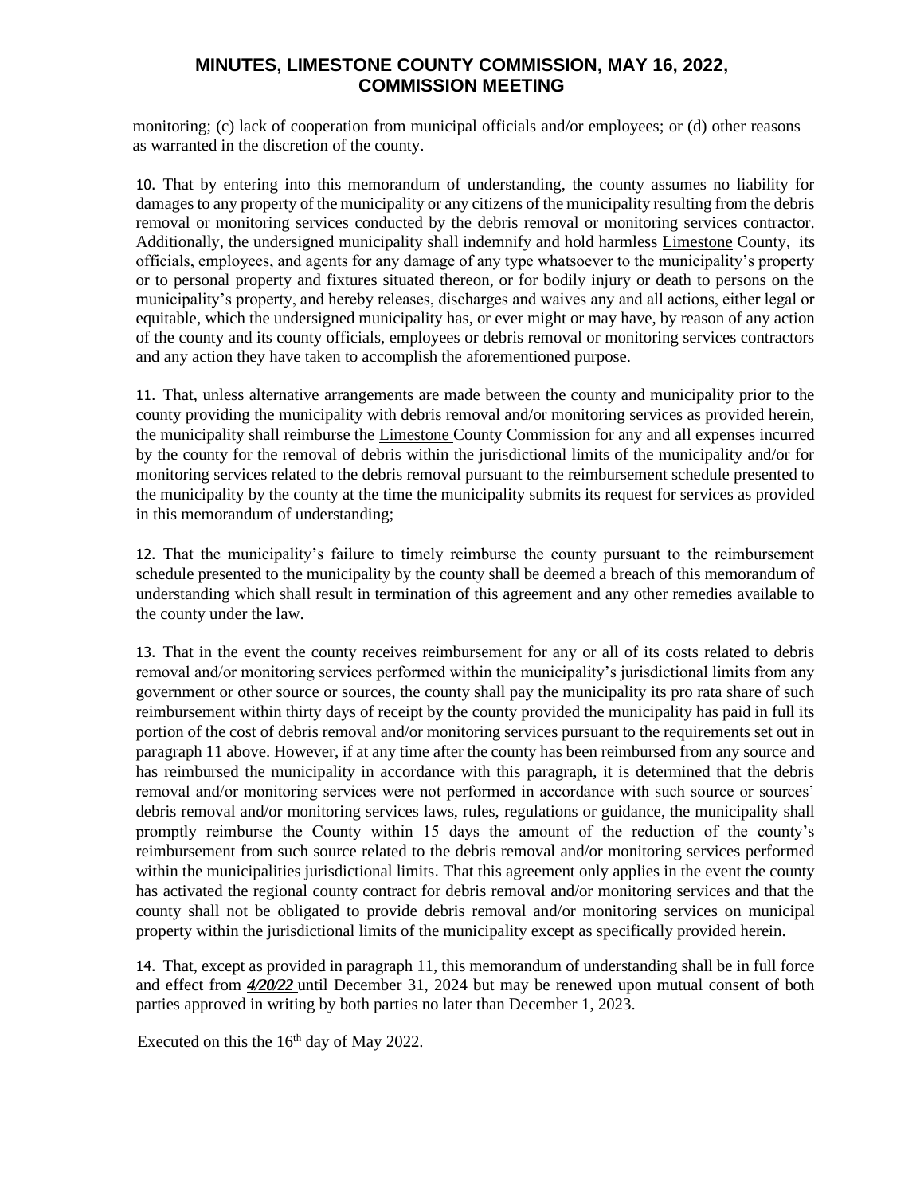monitoring; (c) lack of cooperation from municipal officials and/or employees; or (d) other reasons as warranted in the discretion of the county.

10. That by entering into this memorandum of understanding, the county assumes no liability for damages to any property of the municipality or any citizens of the municipality resulting from the debris removal or monitoring services conducted by the debris removal or monitoring services contractor. Additionally, the undersigned municipality shall indemnify and hold harmless Limestone County, its officials, employees, and agents for any damage of any type whatsoever to the municipality's property or to personal property and fixtures situated thereon, or for bodily injury or death to persons on the municipality's property, and hereby releases, discharges and waives any and all actions, either legal or equitable, which the undersigned municipality has, or ever might or may have, by reason of any action of the county and its county officials, employees or debris removal or monitoring services contractors and any action they have taken to accomplish the aforementioned purpose.

11. That, unless alternative arrangements are made between the county and municipality prior to the county providing the municipality with debris removal and/or monitoring services as provided herein, the municipality shall reimburse the Limestone County Commission for any and all expenses incurred by the county for the removal of debris within the jurisdictional limits of the municipality and/or for monitoring services related to the debris removal pursuant to the reimbursement schedule presented to the municipality by the county at the time the municipality submits its request for services as provided in this memorandum of understanding;

12. That the municipality's failure to timely reimburse the county pursuant to the reimbursement schedule presented to the municipality by the county shall be deemed a breach of this memorandum of understanding which shall result in termination of this agreement and any other remedies available to the county under the law.

13. That in the event the county receives reimbursement for any or all of its costs related to debris removal and/or monitoring services performed within the municipality's jurisdictional limits from any government or other source or sources, the county shall pay the municipality its pro rata share of such reimbursement within thirty days of receipt by the county provided the municipality has paid in full its portion of the cost of debris removal and/or monitoring services pursuant to the requirements set out in paragraph 11 above. However, if at any time after the county has been reimbursed from any source and has reimbursed the municipality in accordance with this paragraph, it is determined that the debris removal and/or monitoring services were not performed in accordance with such source or sources' debris removal and/or monitoring services laws, rules, regulations or guidance, the municipality shall promptly reimburse the County within 15 days the amount of the reduction of the county's reimbursement from such source related to the debris removal and/or monitoring services performed within the municipalities jurisdictional limits. That this agreement only applies in the event the county has activated the regional county contract for debris removal and/or monitoring services and that the county shall not be obligated to provide debris removal and/or monitoring services on municipal property within the jurisdictional limits of the municipality except as specifically provided herein.

14. That, except as provided in paragraph 11, this memorandum of understanding shall be in full force and effect from ***4/20/22*** until December 31, 2024 but may be renewed upon mutual consent of both parties approved in writing by both parties no later than December 1, 2023.

Executed on this the 16th day of May 2022.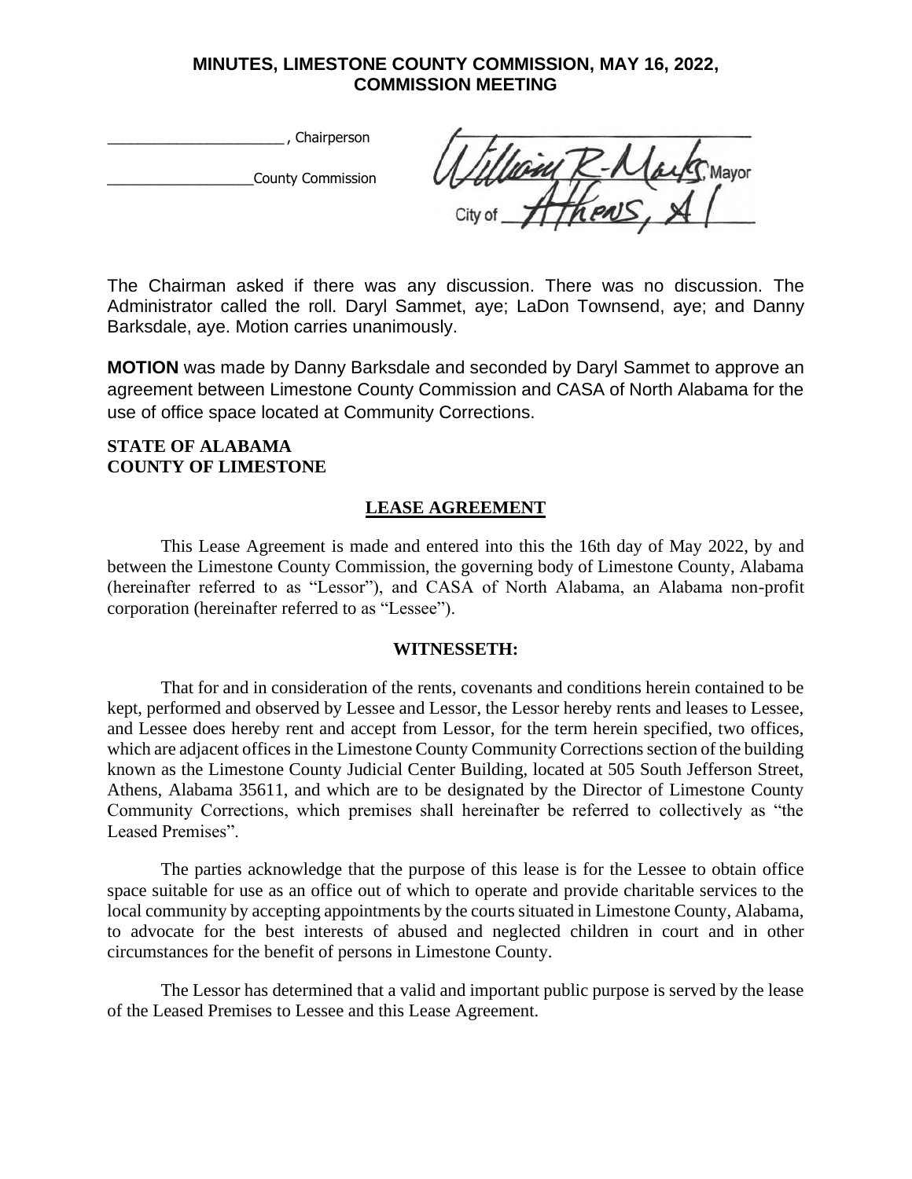**MINUTES, LIMESTONE COUNTY COMMISSION, MAY 16, 2022, COMMISSION MEETING**

______________________ , Chairperson

__________________County Commission

William R-Marks, Mayor
City of Athens, Al

The Chairman asked if there was any discussion. There was no discussion. The Administrator called the roll. Daryl Sammet, aye; LaDon Townsend, aye; and Danny Barksdale, aye. Motion carries unanimously.

**MOTION** was made by Danny Barksdale and seconded by Daryl Sammet to approve an agreement between Limestone County Commission and CASA of North Alabama for the use of office space located at Community Corrections.

**STATE OF ALABAMA**
**COUNTY OF LIMESTONE**

**LEASE AGREEMENT**

This Lease Agreement is made and entered into this the 16th day of May 2022, by and between the Limestone County Commission, the governing body of Limestone County, Alabama (hereinafter referred to as "Lessor"), and CASA of North Alabama, an Alabama non-profit corporation (hereinafter referred to as "Lessee").

**WITNESSETH:**

That for and in consideration of the rents, covenants and conditions herein contained to be kept, performed and observed by Lessee and Lessor, the Lessor hereby rents and leases to Lessee, and Lessee does hereby rent and accept from Lessor, for the term herein specified, two offices, which are adjacent offices in the Limestone County Community Corrections section of the building known as the Limestone County Judicial Center Building, located at 505 South Jefferson Street, Athens, Alabama 35611, and which are to be designated by the Director of Limestone County Community Corrections, which premises shall hereinafter be referred to collectively as "the Leased Premises".

The parties acknowledge that the purpose of this lease is for the Lessee to obtain office space suitable for use as an office out of which to operate and provide charitable services to the local community by accepting appointments by the courts situated in Limestone County, Alabama, to advocate for the best interests of abused and neglected children in court and in other circumstances for the benefit of persons in Limestone County.

The Lessor has determined that a valid and important public purpose is served by the lease of the Leased Premises to Lessee and this Lease Agreement.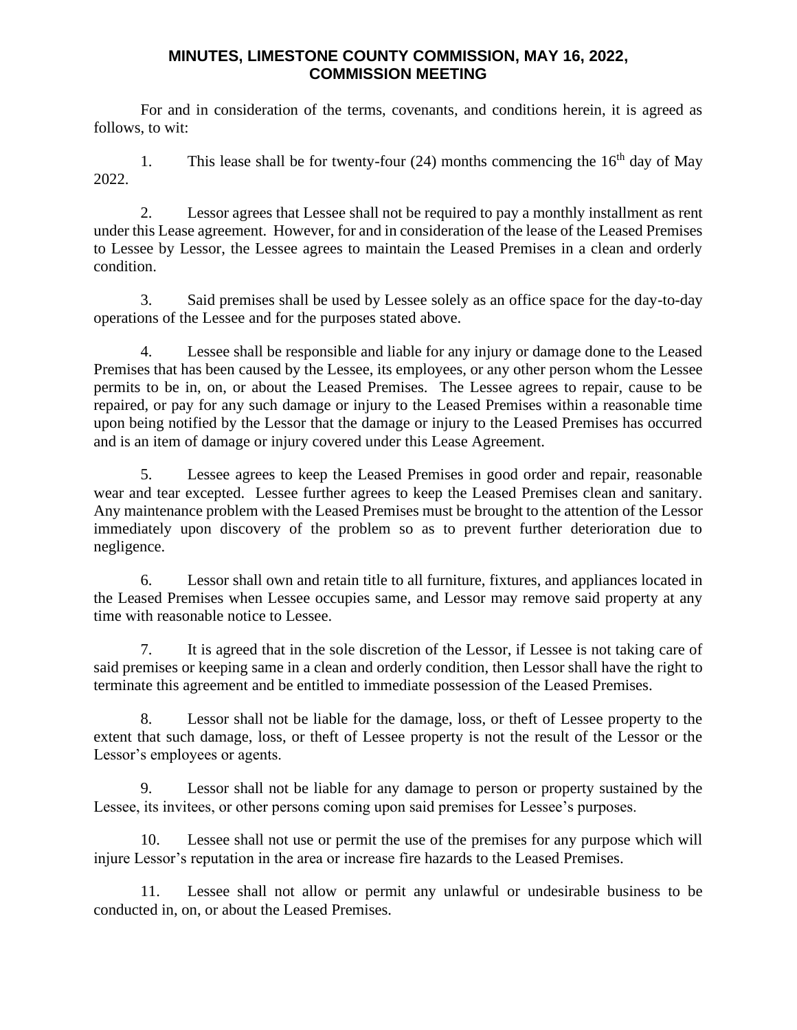**MINUTES, LIMESTONE COUNTY COMMISSION, MAY 16, 2022, COMMISSION MEETING**

For and in consideration of the terms, covenants, and conditions herein, it is agreed as follows, to wit:

1. This lease shall be for twenty-four (24) months commencing the 16th day of May 2022.

2. Lessor agrees that Lessee shall not be required to pay a monthly installment as rent under this Lease agreement. However, for and in consideration of the lease of the Leased Premises to Lessee by Lessor, the Lessee agrees to maintain the Leased Premises in a clean and orderly condition.

3. Said premises shall be used by Lessee solely as an office space for the day-to-day operations of the Lessee and for the purposes stated above.

4. Lessee shall be responsible and liable for any injury or damage done to the Leased Premises that has been caused by the Lessee, its employees, or any other person whom the Lessee permits to be in, on, or about the Leased Premises. The Lessee agrees to repair, cause to be repaired, or pay for any such damage or injury to the Leased Premises within a reasonable time upon being notified by the Lessor that the damage or injury to the Leased Premises has occurred and is an item of damage or injury covered under this Lease Agreement.

5. Lessee agrees to keep the Leased Premises in good order and repair, reasonable wear and tear excepted. Lessee further agrees to keep the Leased Premises clean and sanitary. Any maintenance problem with the Leased Premises must be brought to the attention of the Lessor immediately upon discovery of the problem so as to prevent further deterioration due to negligence.

6. Lessor shall own and retain title to all furniture, fixtures, and appliances located in the Leased Premises when Lessee occupies same, and Lessor may remove said property at any time with reasonable notice to Lessee.

7. It is agreed that in the sole discretion of the Lessor, if Lessee is not taking care of said premises or keeping same in a clean and orderly condition, then Lessor shall have the right to terminate this agreement and be entitled to immediate possession of the Leased Premises.

8. Lessor shall not be liable for the damage, loss, or theft of Lessee property to the extent that such damage, loss, or theft of Lessee property is not the result of the Lessor or the Lessor's employees or agents.

9. Lessor shall not be liable for any damage to person or property sustained by the Lessee, its invitees, or other persons coming upon said premises for Lessee's purposes.

10. Lessee shall not use or permit the use of the premises for any purpose which will injure Lessor's reputation in the area or increase fire hazards to the Leased Premises.

11. Lessee shall not allow or permit any unlawful or undesirable business to be conducted in, on, or about the Leased Premises.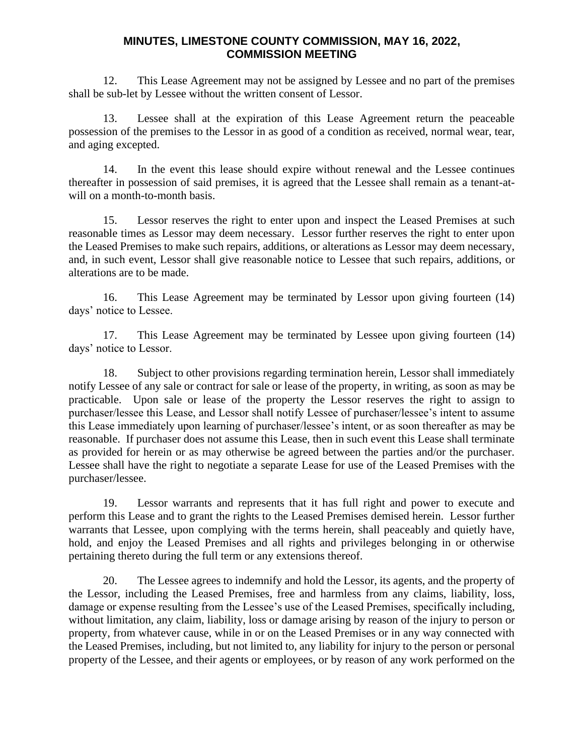12. This Lease Agreement may not be assigned by Lessee and no part of the premises shall be sub-let by Lessee without the written consent of Lessor.

13. Lessee shall at the expiration of this Lease Agreement return the peaceable possession of the premises to the Lessor in as good of a condition as received, normal wear, tear, and aging excepted.

14. In the event this lease should expire without renewal and the Lessee continues thereafter in possession of said premises, it is agreed that the Lessee shall remain as a tenant-at-will on a month-to-month basis.

15. Lessor reserves the right to enter upon and inspect the Leased Premises at such reasonable times as Lessor may deem necessary. Lessor further reserves the right to enter upon the Leased Premises to make such repairs, additions, or alterations as Lessor may deem necessary, and, in such event, Lessor shall give reasonable notice to Lessee that such repairs, additions, or alterations are to be made.

16. This Lease Agreement may be terminated by Lessor upon giving fourteen (14) days' notice to Lessee.

17. This Lease Agreement may be terminated by Lessee upon giving fourteen (14) days' notice to Lessor.

18. Subject to other provisions regarding termination herein, Lessor shall immediately notify Lessee of any sale or contract for sale or lease of the property, in writing, as soon as may be practicable. Upon sale or lease of the property the Lessor reserves the right to assign to purchaser/lessee this Lease, and Lessor shall notify Lessee of purchaser/lessee's intent to assume this Lease immediately upon learning of purchaser/lessee's intent, or as soon thereafter as may be reasonable. If purchaser does not assume this Lease, then in such event this Lease shall terminate as provided for herein or as may otherwise be agreed between the parties and/or the purchaser. Lessee shall have the right to negotiate a separate Lease for use of the Leased Premises with the purchaser/lessee.

19. Lessor warrants and represents that it has full right and power to execute and perform this Lease and to grant the rights to the Leased Premises demised herein. Lessor further warrants that Lessee, upon complying with the terms herein, shall peaceably and quietly have, hold, and enjoy the Leased Premises and all rights and privileges belonging in or otherwise pertaining thereto during the full term or any extensions thereof.

20. The Lessee agrees to indemnify and hold the Lessor, its agents, and the property of the Lessor, including the Leased Premises, free and harmless from any claims, liability, loss, damage or expense resulting from the Lessee's use of the Leased Premises, specifically including, without limitation, any claim, liability, loss or damage arising by reason of the injury to person or property, from whatever cause, while in or on the Leased Premises or in any way connected with the Leased Premises, including, but not limited to, any liability for injury to the person or personal property of the Lessee, and their agents or employees, or by reason of any work performed on the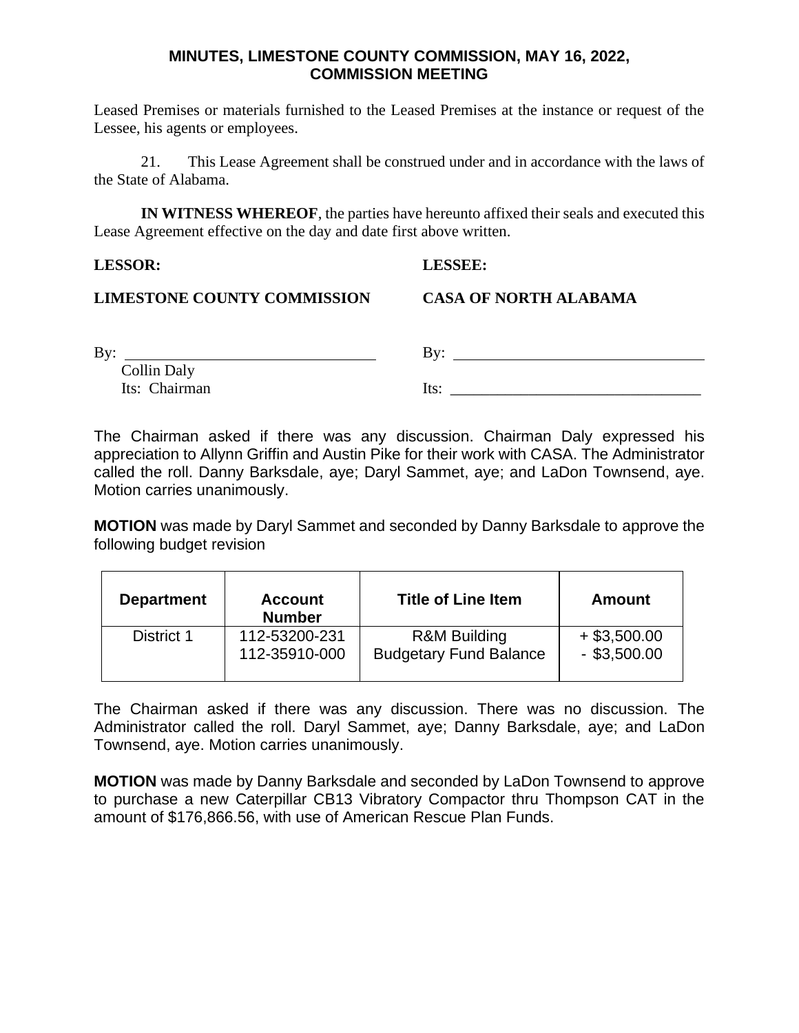Leased Premises or materials furnished to the Leased Premises at the instance or request of the Lessee, his agents or employees.

21. This Lease Agreement shall be construed under and in accordance with the laws of the State of Alabama.

**IN WITNESS WHEREOF**, the parties have hereunto affixed their seals and executed this Lease Agreement effective on the day and date first above written.

**LESSOR:** **LESSEE:**

**LIMESTONE COUNTY COMMISSION** **CASA OF NORTH ALABAMA**

By: ______________________________
Collin Daly
Its: Chairman

By: ______________________________
Its: ______________________________

The Chairman asked if there was any discussion. Chairman Daly expressed his appreciation to Allynn Griffin and Austin Pike for their work with CASA. The Administrator called the roll. Danny Barksdale, aye; Daryl Sammet, aye; and LaDon Townsend, aye. Motion carries unanimously.

**MOTION** was made by Daryl Sammet and seconded by Danny Barksdale to approve the following budget revision

| Department | Account Number | Title of Line Item | Amount |
|---|---|---|---|
| District 1 | 112-53200-231<br>112-35910-000 | R&M Building<br>Budgetary Fund Balance | + $3,500.00<br>- $3,500.00 |

The Chairman asked if there was any discussion. There was no discussion. The Administrator called the roll. Daryl Sammet, aye; Danny Barksdale, aye; and LaDon Townsend, aye. Motion carries unanimously.

**MOTION** was made by Danny Barksdale and seconded by LaDon Townsend to approve to purchase a new Caterpillar CB13 Vibratory Compactor thru Thompson CAT in the amount of $176,866.56, with use of American Rescue Plan Funds.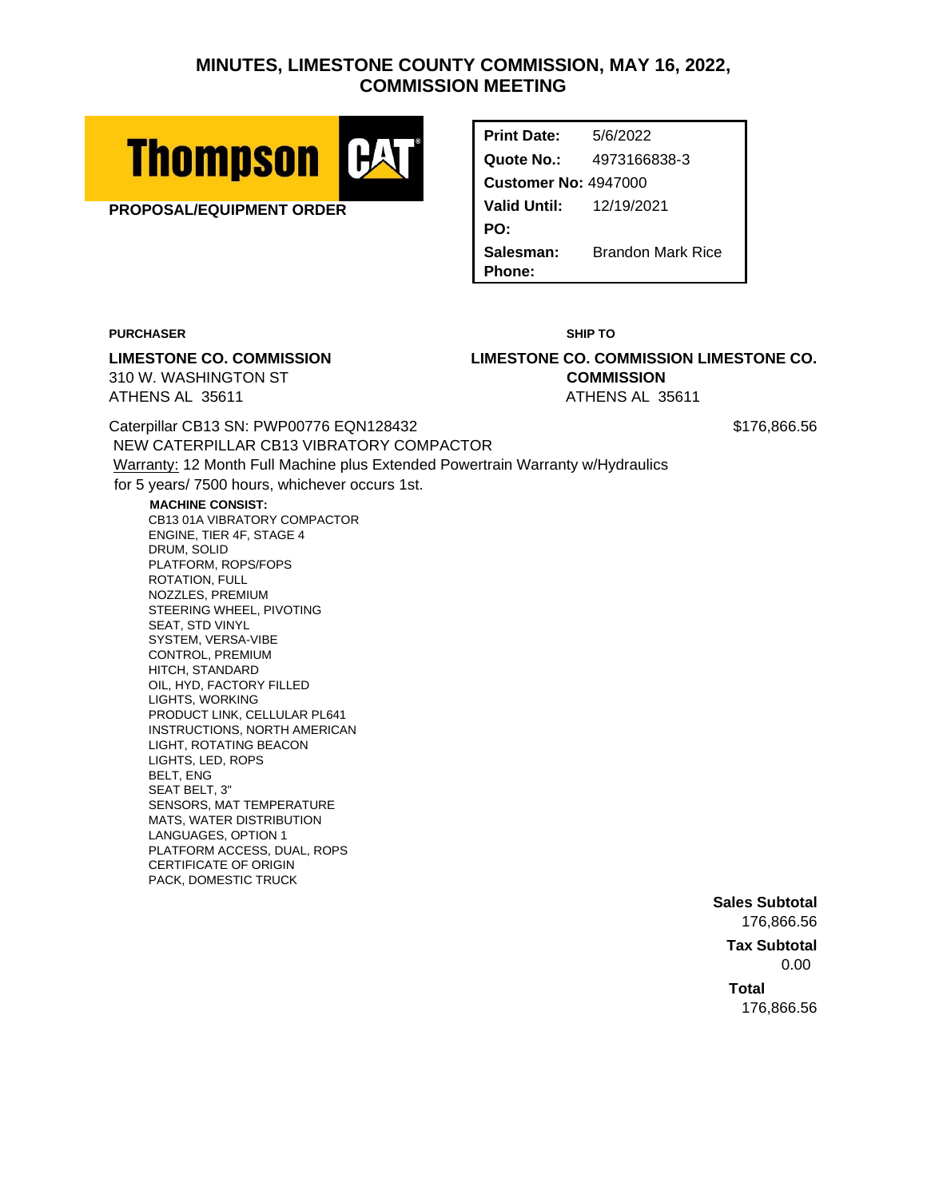# MINUTES, LIMESTONE COUNTY COMMISSION, MAY 16, 2022, COMMISSION MEETING

**Thompson CAT**

**PROPOSAL/EQUIPMENT ORDER**

| | |
|---|---|
| **Print Date:** | 5/6/2022 |
| **Quote No.:** | 4973166838-3 |
| **Customer No:** | 4947000 |
| **Valid Until:** | 12/19/2021 |
| **PO:** | |
| **Salesman:** | Brandon Mark Rice |
| **Phone:** | |

**PURCHASER**

**LIMESTONE CO. COMMISSION**
310 W. WASHINGTON ST
ATHENS AL 35611

**SHIP TO**

**LIMESTONE CO. COMMISSION LIMESTONE CO. COMMISSION**
ATHENS AL 35611

Caterpillar CB13 SN: PWP00776 EQN128432 — $176,866.56

NEW CATERPILLAR CB13 VIBRATORY COMPACTOR

Warranty: 12 Month Full Machine plus Extended Powertrain Warranty w/Hydraulics for 5 years/ 7500 hours, whichever occurs 1st.

**MACHINE CONSIST:**

CB13 01A VIBRATORY COMPACTOR
ENGINE, TIER 4F, STAGE 4
DRUM, SOLID
PLATFORM, ROPS/FOPS
ROTATION, FULL
NOZZLES, PREMIUM
STEERING WHEEL, PIVOTING
SEAT, STD VINYL
SYSTEM, VERSA-VIBE
CONTROL, PREMIUM
HITCH, STANDARD
OIL, HYD, FACTORY FILLED
LIGHTS, WORKING
PRODUCT LINK, CELLULAR PL641
INSTRUCTIONS, NORTH AMERICAN
LIGHT, ROTATING BEACON
LIGHTS, LED, ROPS
BELT, ENG
SEAT BELT, 3"
SENSORS, MAT TEMPERATURE
MATS, WATER DISTRIBUTION
LANGUAGES, OPTION 1
PLATFORM ACCESS, DUAL, ROPS
CERTIFICATE OF ORIGIN
PACK, DOMESTIC TRUCK

**Sales Subtotal**
176,866.56

**Tax Subtotal**
0.00

**Total**
176,866.56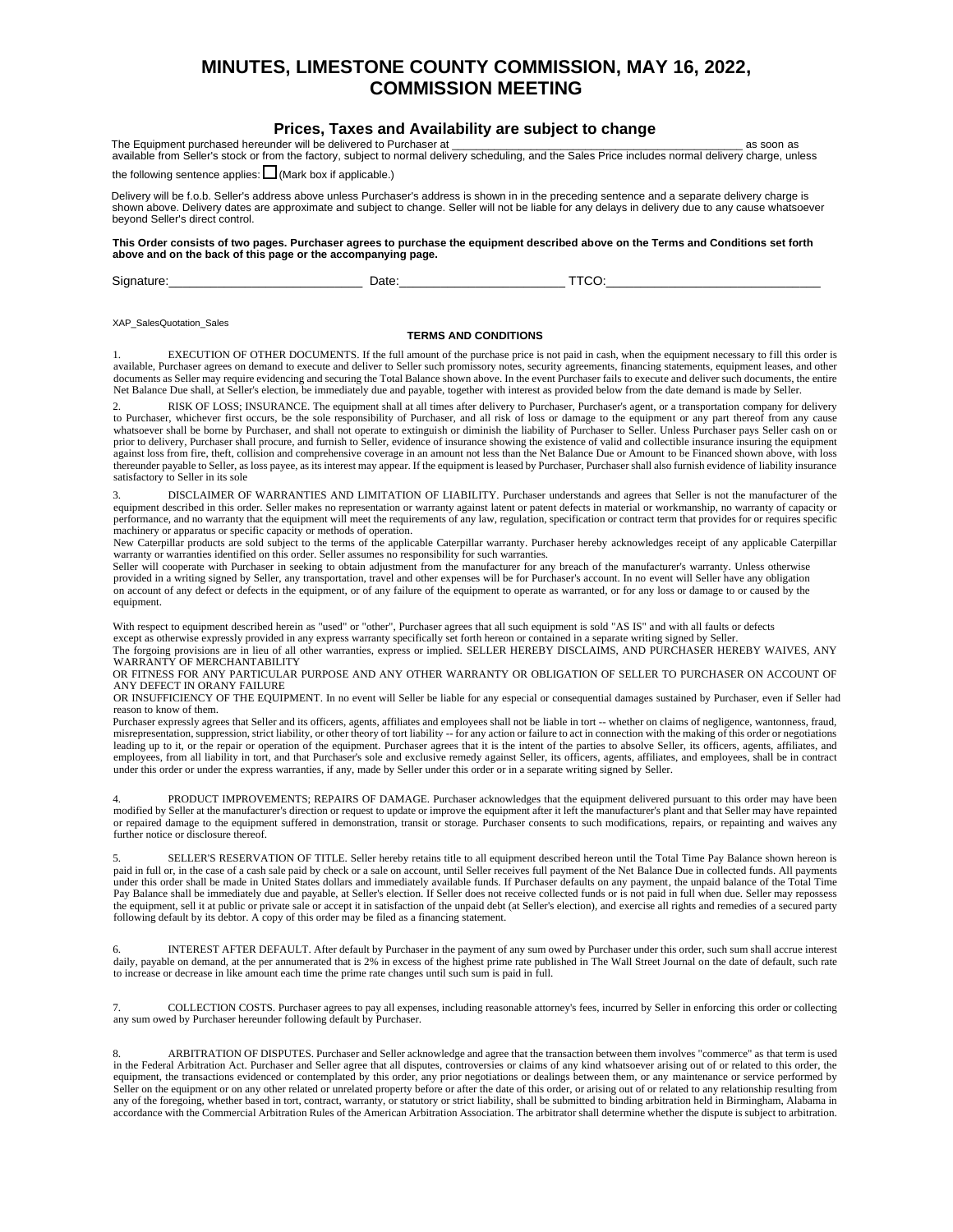# MINUTES, LIMESTONE COUNTY COMMISSION, MAY 16, 2022, COMMISSION MEETING

## Prices, Taxes and Availability are subject to change

The Equipment purchased hereunder will be delivered to Purchaser at _____________________________________________ as soon as available from Seller's stock or from the factory, subject to normal delivery scheduling, and the Sales Price includes normal delivery charge, unless the following sentence applies: ☐ (Mark box if applicable.)

Delivery will be f.o.b. Seller's address above unless Purchaser's address is shown in in the preceding sentence and a separate delivery charge is shown above. Delivery dates are approximate and subject to change. Seller will not be liable for any delays in delivery due to any cause whatsoever beyond Seller's direct control.

**This Order consists of two pages. Purchaser agrees to purchase the equipment described above on the Terms and Conditions set forth above and on the back of this page or the accompanying page.**

Signature:____________________________ Date:________________________ TTCO:______________________________

XAP_SalesQuotation_Sales

**TERMS AND CONDITIONS**

1. EXECUTION OF OTHER DOCUMENTS. If the full amount of the purchase price is not paid in cash, when the equipment necessary to fill this order is available, Purchaser agrees on demand to execute and deliver to Seller such promissory notes, security agreements, financing statements, equipment leases, and other documents as Seller may require evidencing and securing the Total Balance shown above. In the event Purchaser fails to execute and deliver such documents, the entire Net Balance Due shall, at Seller's election, be immediately due and payable, together with interest as provided below from the date demand is made by Seller.

2. RISK OF LOSS; INSURANCE. The equipment shall at all times after delivery to Purchaser, Purchaser's agent, or a transportation company for delivery to Purchaser, whichever first occurs, be the sole responsibility of Purchaser, and all risk of loss or damage to the equipment or any part thereof from any cause whatsoever shall be borne by Purchaser, and shall not operate to extinguish or diminish the liability of Purchaser to Seller. Unless Purchaser pays Seller cash on or prior to delivery, Purchaser shall procure, and furnish to Seller, evidence of insurance showing the existence of valid and collectible insurance insuring the equipment against loss from fire, theft, collision and comprehensive coverage in an amount not less than the Net Balance Due or Amount to be Financed shown above, with loss thereunder payable to Seller, as loss payee, as its interest may appear. If the equipment is leased by Purchaser, Purchaser shall also furnish evidence of liability insurance satisfactory to Seller in its sole

3. DISCLAIMER OF WARRANTIES AND LIMITATION OF LIABILITY. Purchaser understands and agrees that Seller is not the manufacturer of the equipment described in this order. Seller makes no representation or warranty against latent or patent defects in material or workmanship, no warranty of capacity or performance, and no warranty that the equipment will meet the requirements of any law, regulation, specification or contract term that provides for or requires specific machinery or apparatus or specific capacity or methods of operation.
New Caterpillar products are sold subject to the terms of the applicable Caterpillar warranty. Purchaser hereby acknowledges receipt of any applicable Caterpillar warranty or warranties identified on this order. Seller assumes no responsibility for such warranties.
Seller will cooperate with Purchaser in seeking to obtain adjustment from the manufacturer for any breach of the manufacturer's warranty. Unless otherwise provided in a writing signed by Seller, any transportation, travel and other expenses will be for Purchaser's account. In no event will Seller have any obligation on account of any defect or defects in the equipment, or of any failure of the equipment to operate as warranted, or for any loss or damage to or caused by the equipment.

With respect to equipment described herein as "used" or "other", Purchaser agrees that all such equipment is sold "AS IS" and with all faults or defects except as otherwise expressly provided in any express warranty specifically set forth hereon or contained in a separate writing signed by Seller.
The forgoing provisions are in lieu of all other warranties, express or implied. SELLER HEREBY DISCLAIMS, AND PURCHASER HEREBY WAIVES, ANY WARRANTY OF MERCHANTABILITY
OR FITNESS FOR ANY PARTICULAR PURPOSE AND ANY OTHER WARRANTY OR OBLIGATION OF SELLER TO PURCHASER ON ACCOUNT OF ANY DEFECT IN ORANY FAILURE
OR INSUFFICIENCY OF THE EQUIPMENT. In no event will Seller be liable for any especial or consequential damages sustained by Purchaser, even if Seller had reason to know of them.
Purchaser expressly agrees that Seller and its officers, agents, affiliates and employees shall not be liable in tort -- whether on claims of negligence, wantonness, fraud, misrepresentation, suppression, strict liability, or other theory of tort liability -- for any action or failure to act in connection with the making of this order or negotiations leading up to it, or the repair or operation of the equipment. Purchaser agrees that it is the intent of the parties to absolve Seller, its officers, agents, affiliates, and employees, from all liability in tort, and that Purchaser's sole and exclusive remedy against Seller, its officers, agents, affiliates, and employees, shall be in contract under this order or under the express warranties, if any, made by Seller under this order or in a separate writing signed by Seller.

4. PRODUCT IMPROVEMENTS; REPAIRS OF DAMAGE. Purchaser acknowledges that the equipment delivered pursuant to this order may have been modified by Seller at the manufacturer's direction or request to update or improve the equipment after it left the manufacturer's plant and that Seller may have repainted or repaired damage to the equipment suffered in demonstration, transit or storage. Purchaser consents to such modifications, repairs, or repainting and waives any further notice or disclosure thereof.

5. SELLER'S RESERVATION OF TITLE. Seller hereby retains title to all equipment described hereon until the Total Time Pay Balance shown hereon is paid in full or, in the case of a cash sale paid by check or a sale on account, until Seller receives full payment of the Net Balance Due in collected funds. All payments under this order shall be made in United States dollars and immediately available funds. If Purchaser defaults on any payment, the unpaid balance of the Total Time Pay Balance shall be immediately due and payable, at Seller's election. If Seller does not receive collected funds or is not paid in full when due. Seller may repossess the equipment, sell it at public or private sale or accept it in satisfaction of the unpaid debt (at Seller's election), and exercise all rights and remedies of a secured party following default by its debtor. A copy of this order may be filed as a financing statement.

6. INTEREST AFTER DEFAULT. After default by Purchaser in the payment of any sum owed by Purchaser under this order, such sum shall accrue interest daily, payable on demand, at the per annumerated that is 2% in excess of the highest prime rate published in The Wall Street Journal on the date of default, such rate to increase or decrease in like amount each time the prime rate changes until such sum is paid in full.

7. COLLECTION COSTS. Purchaser agrees to pay all expenses, including reasonable attorney's fees, incurred by Seller in enforcing this order or collecting any sum owed by Purchaser hereunder following default by Purchaser.

8. ARBITRATION OF DISPUTES. Purchaser and Seller acknowledge and agree that the transaction between them involves "commerce" as that term is used in the Federal Arbitration Act. Purchaser and Seller agree that all disputes, controversies or claims of any kind whatsoever arising out of or related to this order, the equipment, the transactions evidenced or contemplated by this order, any prior negotiations or dealings between them, or any maintenance or service performed by Seller on the equipment or on any other related or unrelated property before or after the date of this order, or arising out of or related to any relationship resulting from any of the foregoing, whether based in tort, contract, warranty, or statutory or strict liability, shall be submitted to binding arbitration held in Birmingham, Alabama in accordance with the Commercial Arbitration Rules of the American Arbitration Association. The arbitrator shall determine whether the dispute is subject to arbitration.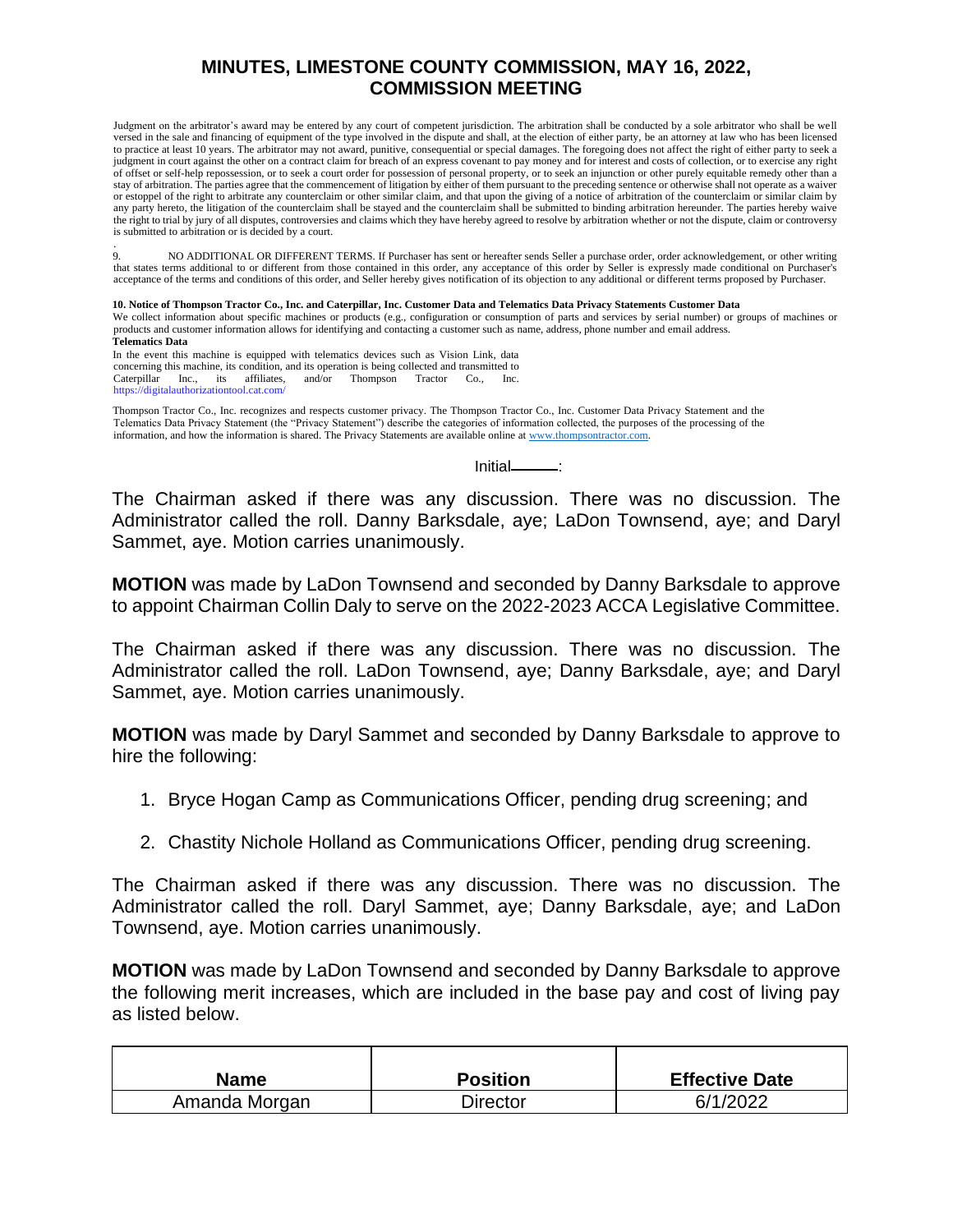Judgment on the arbitrator's award may be entered by any court of competent jurisdiction. The arbitration shall be conducted by a sole arbitrator who shall be well versed in the sale and financing of equipment of the type involved in the dispute and shall, at the election of either party, be an attorney at law who has been licensed to practice at least 10 years. The arbitrator may not award, punitive, consequential or special damages. The foregoing does not affect the right of either party to seek a judgment in court against the other on a contract claim for breach of an express covenant to pay money and for interest and costs of collection, or to exercise any right of offset or self-help repossession, or to seek a court order for possession of personal property, or to seek an injunction or other purely equitable remedy other than a stay of arbitration. The parties agree that the commencement of litigation by either of them pursuant to the preceding sentence or otherwise shall not operate as a waiver or estoppel of the right to arbitrate any counterclaim or other similar claim, and that upon the giving of a notice of arbitration of the counterclaim or similar claim by any party hereto, the litigation of the counterclaim shall be stayed and the counterclaim shall be submitted to binding arbitration hereunder. The parties hereby waive the right to trial by jury of all disputes, controversies and claims which they have hereby agreed to resolve by arbitration whether or not the dispute, claim or controversy is submitted to arbitration or is decided by a court.

9. NO ADDITIONAL OR DIFFERENT TERMS. If Purchaser has sent or hereafter sends Seller a purchase order, order acknowledgement, or other writing that states terms additional to or different from those contained in this order, any acceptance of this order by Seller is expressly made conditional on Purchaser's acceptance of the terms and conditions of this order, and Seller hereby gives notification of its objection to any additional or different terms proposed by Purchaser.

**10. Notice of Thompson Tractor Co., Inc. and Caterpillar, Inc. Customer Data and Telematics Data Privacy Statements Customer Data**

We collect information about specific machines or products (e.g., configuration or consumption of parts and services by serial number) or groups of machines or products and customer information allows for identifying and contacting a customer such as name, address, phone number and email address.

**Telematics Data**

In the event this machine is equipped with telematics devices such as Vision Link, data concerning this machine, its condition, and its operation is being collected and transmitted to Caterpillar Inc., its affiliates, and/or Thompson Tractor Co., Inc. https://digitalauthorizationtool.cat.com/

Thompson Tractor Co., Inc. recognizes and respects customer privacy. The Thompson Tractor Co., Inc. Customer Data Privacy Statement and the Telematics Data Privacy Statement (the "Privacy Statement") describe the categories of information collected, the purposes of the processing of the information, and how the information is shared. The Privacy Statements are available online at www.thompsontractor.com.

Initial______:

The Chairman asked if there was any discussion. There was no discussion. The Administrator called the roll. Danny Barksdale, aye; LaDon Townsend, aye; and Daryl Sammet, aye. Motion carries unanimously.

**MOTION** was made by LaDon Townsend and seconded by Danny Barksdale to approve to appoint Chairman Collin Daly to serve on the 2022-2023 ACCA Legislative Committee.

The Chairman asked if there was any discussion. There was no discussion. The Administrator called the roll. LaDon Townsend, aye; Danny Barksdale, aye; and Daryl Sammet, aye. Motion carries unanimously.

**MOTION** was made by Daryl Sammet and seconded by Danny Barksdale to approve to hire the following:

1. Bryce Hogan Camp as Communications Officer, pending drug screening; and
2. Chastity Nichole Holland as Communications Officer, pending drug screening.

The Chairman asked if there was any discussion. There was no discussion. The Administrator called the roll. Daryl Sammet, aye; Danny Barksdale, aye; and LaDon Townsend, aye. Motion carries unanimously.

**MOTION** was made by LaDon Townsend and seconded by Danny Barksdale to approve the following merit increases, which are included in the base pay and cost of living pay as listed below.

| Name | Position | Effective Date |
|---|---|---|
| Amanda Morgan | Director | 6/1/2022 |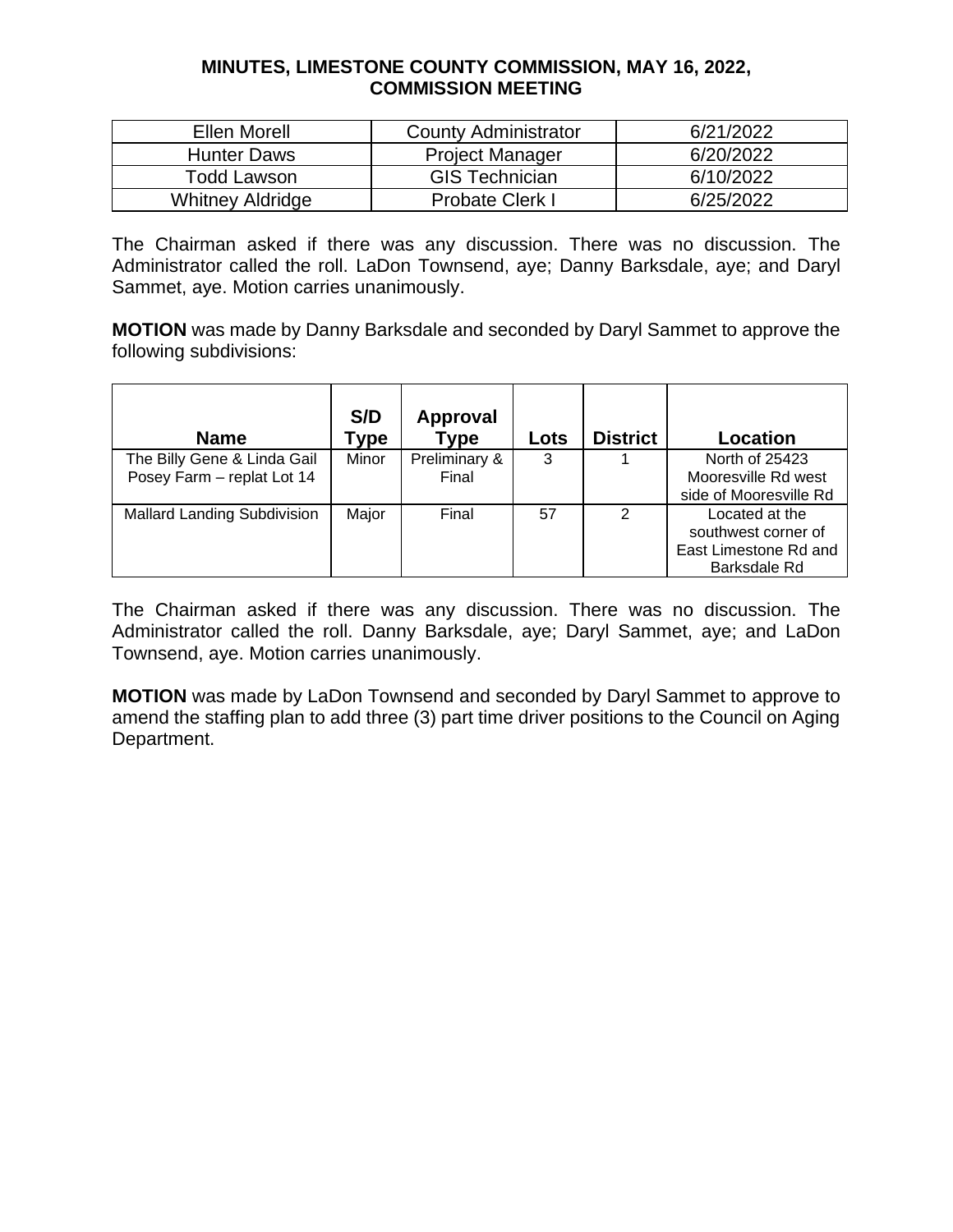**MINUTES, LIMESTONE COUNTY COMMISSION, MAY 16, 2022, COMMISSION MEETING**

| Ellen Morell | County Administrator | 6/21/2022 |
|---|---|---|
| Hunter Daws | Project Manager | 6/20/2022 |
| Todd Lawson | GIS Technician | 6/10/2022 |
| Whitney Aldridge | Probate Clerk I | 6/25/2022 |

The Chairman asked if there was any discussion. There was no discussion. The Administrator called the roll. LaDon Townsend, aye; Danny Barksdale, aye; and Daryl Sammet, aye. Motion carries unanimously.

**MOTION** was made by Danny Barksdale and seconded by Daryl Sammet to approve the following subdivisions:

| Name | S/D Type | Approval Type | Lots | District | Location |
|---|---|---|---|---|---|
| The Billy Gene & Linda Gail Posey Farm – replat Lot 14 | Minor | Preliminary & Final | 3 | 1 | North of 25423 Mooresville Rd west side of Mooresville Rd |
| Mallard Landing Subdivision | Major | Final | 57 | 2 | Located at the southwest corner of East Limestone Rd and Barksdale Rd |

The Chairman asked if there was any discussion. There was no discussion. The Administrator called the roll. Danny Barksdale, aye; Daryl Sammet, aye; and LaDon Townsend, aye. Motion carries unanimously.

**MOTION** was made by LaDon Townsend and seconded by Daryl Sammet to approve to amend the staffing plan to add three (3) part time driver positions to the Council on Aging Department.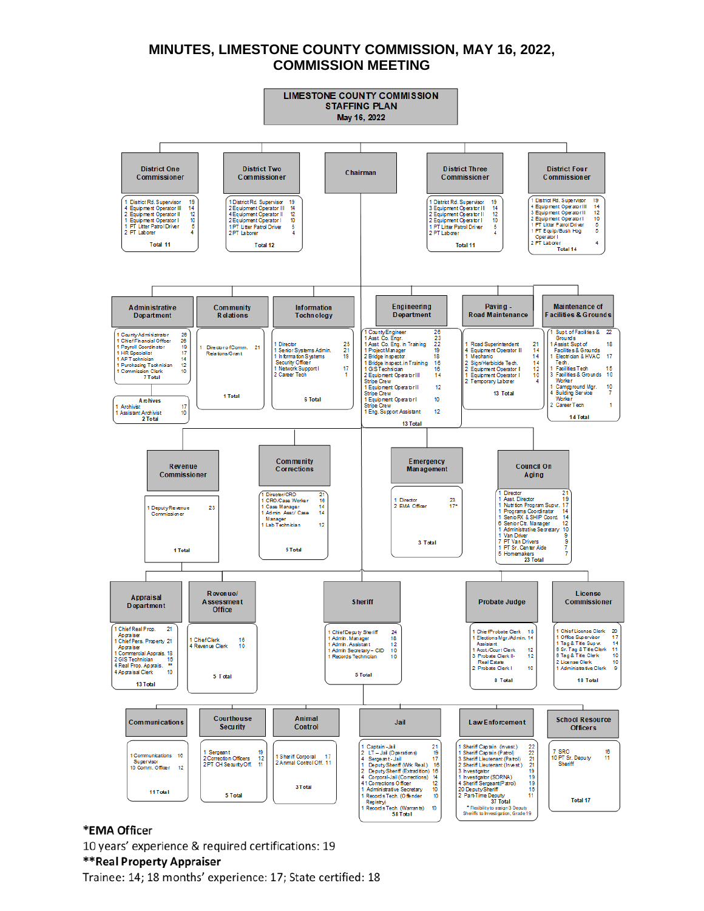# MINUTES, LIMESTONE COUNTY COMMISSION, MAY 16, 2022, COMMISSION MEETING

## LIMESTONE COUNTY COMMISSION STAFFING PLAN
**May 16, 2022**

### Chairman

### District One Commissioner
| Position | Grade |
|---|---|
| 1 District Rd. Supervisor | 19 |
| 4 Equipment Operator III | 14 |
| 2 Equipment Operator II | 12 |
| 1 Equipment Operator I | 10 |
| 1 PT Litter Patrol Driver | 5 |
| 2 PT Laborer | 4 |

Total 11

### District Two Commissioner
| Position | Grade |
|---|---|
| 1 District Rd. Supervisor | 19 |
| 2 Equipment Operator III | 14 |
| 4 Equipment Operator II | 12 |
| 2 Equipment Operator I | 10 |
| 1 PT Litter Patrol Driver | 5 |
| 2 PT Laborer | 4 |

Total 12

### District Three Commissioner
| Position | Grade |
|---|---|
| 1 District Rd. Supervisor | 19 |
| 3 Equipment Operator III | 14 |
| 2 Equipment Operator II | 12 |
| 2 Equipment Operator I | 10 |
| 1 PT Litter Patrol Driver | 5 |
| 2 PT Laborer | 4 |

Total 11

### District Four Commissioner
| Position | Grade |
|---|---|
| 1 District Rd. Supervisor | 19 |
| 4 Equipment Operator III | 14 |
| 3 Equipment Operator II | 12 |
| 2 Equipment Operator I | 10 |
| 1 PT Litter Patrol Driver | 5 |
| 1 PT Equip/Bush Hog Operator I | 5 |
| 2 PT Laborer | 4 |

Total 14

### Administrative Department
| Position | Grade |
|---|---|
| 1 County Administrator | 26 |
| 1 Chief Financial Officer | 26 |
| 1 Payroll Coordinator | 19 |
| 1 HR Specialist | 17 |
| 1 AP Technician | 14 |
| 1 Purchasing Technician | 12 |
| 1 Commission Clerk | 10 |

7 Total

**Archives**

| Position | Grade |
|---|---|
| 1 Archivist | 17 |
| 1 Assistant Archivist | 10 |

2 Total

### Community Relations
| Position | Grade |
|---|---|
| 1 Director of Comm. Relations/Grant | 21 |

1 Total

### Information Technology
| Position | Grade |
|---|---|
| 1 Director | 25 |
| 1 Senior Systems Admin. | 21 |
| 1 Information Systems Security Officer | 19 |
| 1 Network Support I | 17 |
| 2 Career Tech | 1 |

6 Total

### Engineering Department
| Position | Grade |
|---|---|
| 1 County Engineer | 26 |
| 1 Asst. Co. Engr. | 23 |
| 1 Asst. Co. Eng. in Training | 22 |
| 1 Project Manager | 19 |
| 2 Bridge Inspector | 18 |
| 1 Bridge Inspect. in Training | 16 |
| 1 GIS Technician | 16 |
| 2 Equipment Operator III Stripe Crew | 14 |
| 1 Equipment Operator II Stripe Crew | 12 |
| 1 Equipment Operator I Stripe Crew | 10 |
| 1 Eng. Support Assistant | 12 |

13 Total

### Paving - Road Maintenance
| Position | Grade |
|---|---|
| 1 Road Superintendent | 21 |
| 4 Equipment Operator II | 14 |
| 1 Mechanic | 14 |
| 2 Sign/Herbicide Tech. | 14 |
| 2 Equipment Operator I | 12 |
| 1 Equipment Operator I | 10 |
| 2 Temporary Laborer | 4 |

13 Total

### Maintenance of Facilities & Grounds
| Position | Grade |
|---|---|
| 1 Supt. of Facilities & Grounds | 22 |
| 1 Assist Supt of Facilities & Grounds | 18 |
| 1 Electrician & HVAC Tech. | 17 |
| 1 Facilities Tech | 15 |
| 3 Facilities & Grounds Worker | 10 |
| 1 Campground Mgr. | 10 |
| 4 Building Service Worker | 7 |
| 2 Career Tech | 1 |

14 Total

### Revenue Commissioner
| Position | Grade |
|---|---|
| 1 Deputy Revenue Commissioner | 23 |

1 Total

### Community Corrections
| Position | Grade |
|---|---|
| 1 Director/CRO | 21 |
| 1 CRO/Case Worker | 16 |
| 1 Case Manager | 14 |
| 1 Admin. Asst./ Case Manager | 14 |
| 1 Lab Technician | 12 |

5 Total

### Emergency Management
| Position | Grade |
|---|---|
| 1 Director | 23 |
| 2 EMA Officer | 17* |

3 Total

### Council On Aging
| Position | Grade |
|---|---|
| 1 Director | 21 |
| 1 Asst. Director | 19 |
| 1 Nutrition Program Supvr. | 17 |
| 1 Programs Coordinator | 14 |
| 1 Senior RX & SHIP Coord. | 14 |
| 6 Senior Ctr. Manager | 12 |
| 1 Administrative Secretary | 10 |
| 1 Van Driver | 9 |
| 7 PT Van Drivers | 9 |
| 1 PT Sr. Center Aide | 7 |
| 5 Homemakers | 7 |

23 Total

### Appraisal Department
| Position | Grade |
|---|---|
| 1 Chief Real Prop. Appraiser | 21 |
| 1 Chief Pers. Property Appraiser | 21 |
| 1 Commercial Apprais. | 18 |
| 2 GIS Technician | 16 |
| 4 Real Prop. Apprais. | ** |
| 4 Appraisal Clerk | 10 |

13 Total

### Revenue/ Assessment Office
| Position | Grade |
|---|---|
| 1 Chief Clerk | 16 |
| 4 Revenue Clerk | 10 |

5 Total

### Sheriff
| Position | Grade |
|---|---|
| 1 Chief Deputy Sheriff | 24 |
| 1 Admin. Manager | 18 |
| 1 Admin. Assistant | 12 |
| 1 Admin Secretary – CID | 10 |
| 1 Records Technician | 10 |

5 Total

### Probate Judge
| Position | Grade |
|---|---|
| 1 Chief Probate Clerk | 18 |
| 1 Elections Mgr./Admin. Assistant | 14 |
| 1 Acct./Court Clerk | 12 |
| 3 Probate Clerk II-Real Estate | 12 |
| 2 Probate Clerk I | 10 |

8 Total

### License Commissioner
| Position | Grade |
|---|---|
| 1 Chief License Clerk | 20 |
| 1 Office Supervisor | 17 |
| 1 Tag & Title Supv. | 14 |
| 6 Sr. Tag & Title Clerk | 11 |
| 6 Tag & Title Clerk | 10 |
| 2 License Clerk | 10 |
| 1 Administrative Clerk | 9 |

18 Total

### Communications
| Position | Grade |
|---|---|
| 1 Communications Supervisor | 16 |
| 10 Comm. Officer | 12 |

11 Total

### Courthouse Security
| Position | Grade |
|---|---|
| 1 Sergeant | 19 |
| 2 Correction Officers | 12 |
| 2 PT CH Security Off. | 11 |

5 Total

### Animal Control
| Position | Grade |
|---|---|
| 1 Sheriff Corporal | 17 |
| 2 Animal Control Off. | 11 |

3 Total

### Jail
| Position | Grade |
|---|---|
| 1 Captain - Jail | 21 |
| 2 LT – Jail (Operations) | 19 |
| 4 Sergeant - Jail | 17 |
| 1 Deputy Sheriff (Wk Rel.) | 16 |
| 2 Deputy Sheriff (Extradition) | 16 |
| 4 Corporal-Jail (Corrections) | 14 |
| 41 Corrections Officer | 12 |
| 1 Administrative Secretary | 10 |
| 1 Records Tech. (Offender Registry) | 10 |
| 1 Records Tech (Warrants) | 10 |

58 Total

### Law Enforcement
| Position | Grade |
|---|---|
| 1 Sheriff Captain (Invest.) | 22 |
| 1 Sheriff Captain (Patrol) | 22 |
| 3 Sheriff Lieutenant (Patrol) | 21 |
| 2 Sheriff Lieutenant (Invest.) | 21 |
| 3 Investigator | 19 |
| 1 Investigator (SORNA) | 19 |
| 4 Sheriff Sergeant (Patrol) | 19 |
| 20 Deputy Sheriff | 18 |
| 2 Part-Time Deputy | 11 |

37 Total

* Flexibility to assign 3 Deputy Sheriffs to Investigation, Grade 19

### School Resource Officers
| Position | Grade |
|---|---|
| 7 SRO | 16 |
| 10 PT Sr. Deputy Sheriff | 11 |

Total 17

**\*EMA Officer**
10 years' experience & required certifications: 19

**\*\*Real Property Appraiser**
Trainee: 14; 18 months' experience: 17; State certified: 18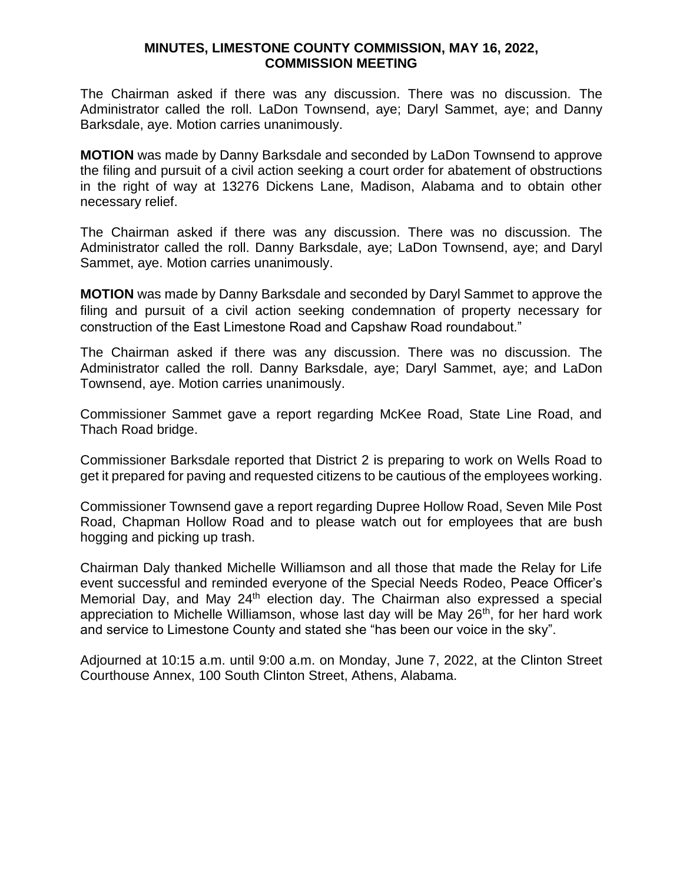**MINUTES, LIMESTONE COUNTY COMMISSION, MAY 16, 2022, COMMISSION MEETING**

The Chairman asked if there was any discussion. There was no discussion. The Administrator called the roll. LaDon Townsend, aye; Daryl Sammet, aye; and Danny Barksdale, aye. Motion carries unanimously.

**MOTION** was made by Danny Barksdale and seconded by LaDon Townsend to approve the filing and pursuit of a civil action seeking a court order for abatement of obstructions in the right of way at 13276 Dickens Lane, Madison, Alabama and to obtain other necessary relief.

The Chairman asked if there was any discussion. There was no discussion. The Administrator called the roll. Danny Barksdale, aye; LaDon Townsend, aye; and Daryl Sammet, aye. Motion carries unanimously.

**MOTION** was made by Danny Barksdale and seconded by Daryl Sammet to approve the filing and pursuit of a civil action seeking condemnation of property necessary for construction of the East Limestone Road and Capshaw Road roundabout."

The Chairman asked if there was any discussion. There was no discussion. The Administrator called the roll. Danny Barksdale, aye; Daryl Sammet, aye; and LaDon Townsend, aye. Motion carries unanimously.

Commissioner Sammet gave a report regarding McKee Road, State Line Road, and Thach Road bridge.

Commissioner Barksdale reported that District 2 is preparing to work on Wells Road to get it prepared for paving and requested citizens to be cautious of the employees working.

Commissioner Townsend gave a report regarding Dupree Hollow Road, Seven Mile Post Road, Chapman Hollow Road and to please watch out for employees that are bush hogging and picking up trash.

Chairman Daly thanked Michelle Williamson and all those that made the Relay for Life event successful and reminded everyone of the Special Needs Rodeo, Peace Officer's Memorial Day, and May 24th election day. The Chairman also expressed a special appreciation to Michelle Williamson, whose last day will be May 26th, for her hard work and service to Limestone County and stated she "has been our voice in the sky".

Adjourned at 10:15 a.m. until 9:00 a.m. on Monday, June 7, 2022, at the Clinton Street Courthouse Annex, 100 South Clinton Street, Athens, Alabama.